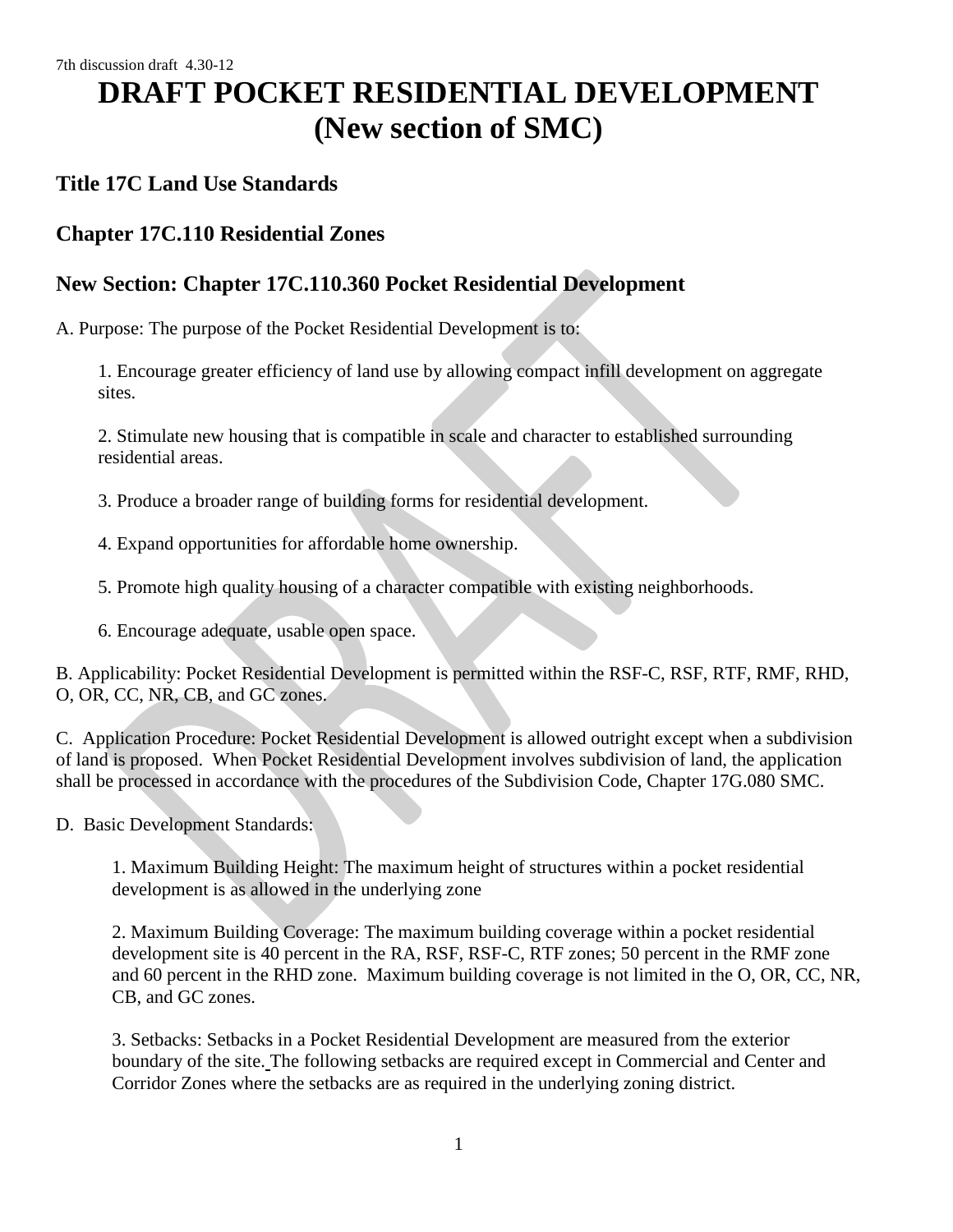7th discussion draft 4.30-12

# DRAFT POCKET RESIDENTIAL DEVELOPMENT (New section of SMC)

## Title 17C Land Use Standards

## Chapter 17C.110 Residential Zones

## New Section: Chapter 17C.110.360 Pocket Residential Development

A. Purpose: The purpose of the Pocket Residential Development is to:

1. Encourage greater efficiency of land use by allowing compact infill development on aggregate sites.

2. Stimulate new housing that is compatible in scale and character to established surrounding residential areas.

3. Produce a broader range of building forms for residential development.

4. Expand opportunities for affordable home ownership.

5. Promote high quality housing of a character compatible with existing neighborhoods.

6. Encourage adequate, usable open space.

B. Applicability: Pocket Residential Development is permitted within the RSF-C, RSF, RTF, RMF, RHD, O, OR, CC, NR, CB, and GC zones.

C. Application Procedure: Pocket Residential Development is allowed outright except when a subdivision of land is proposed. When Pocket Residential Development involves subdivision of land, the application shall be processed in accordance with the procedures of the Subdivision Code, Chapter 17G.080 SMC.

D. Basic Development Standards:

1. Maximum Building Height: The maximum height of structures within a pocket residential development is as allowed in the underlying zone

2. Maximum Building Coverage: The maximum building coverage within a pocket residential development site is 40 percent in the RA, RSF, RSF-C, RTF zones; 50 percent in the RMF zone and 60 percent in the RHD zone. Maximum building coverage is not limited in the O, OR, CC, NR, CB, and GC zones.

3. Setbacks: Setbacks in a Pocket Residential Development are measured from the exterior boundary of the site. The following setbacks are required except in Commercial and Center and Corridor Zones where the setbacks are as required in the underlying zoning district.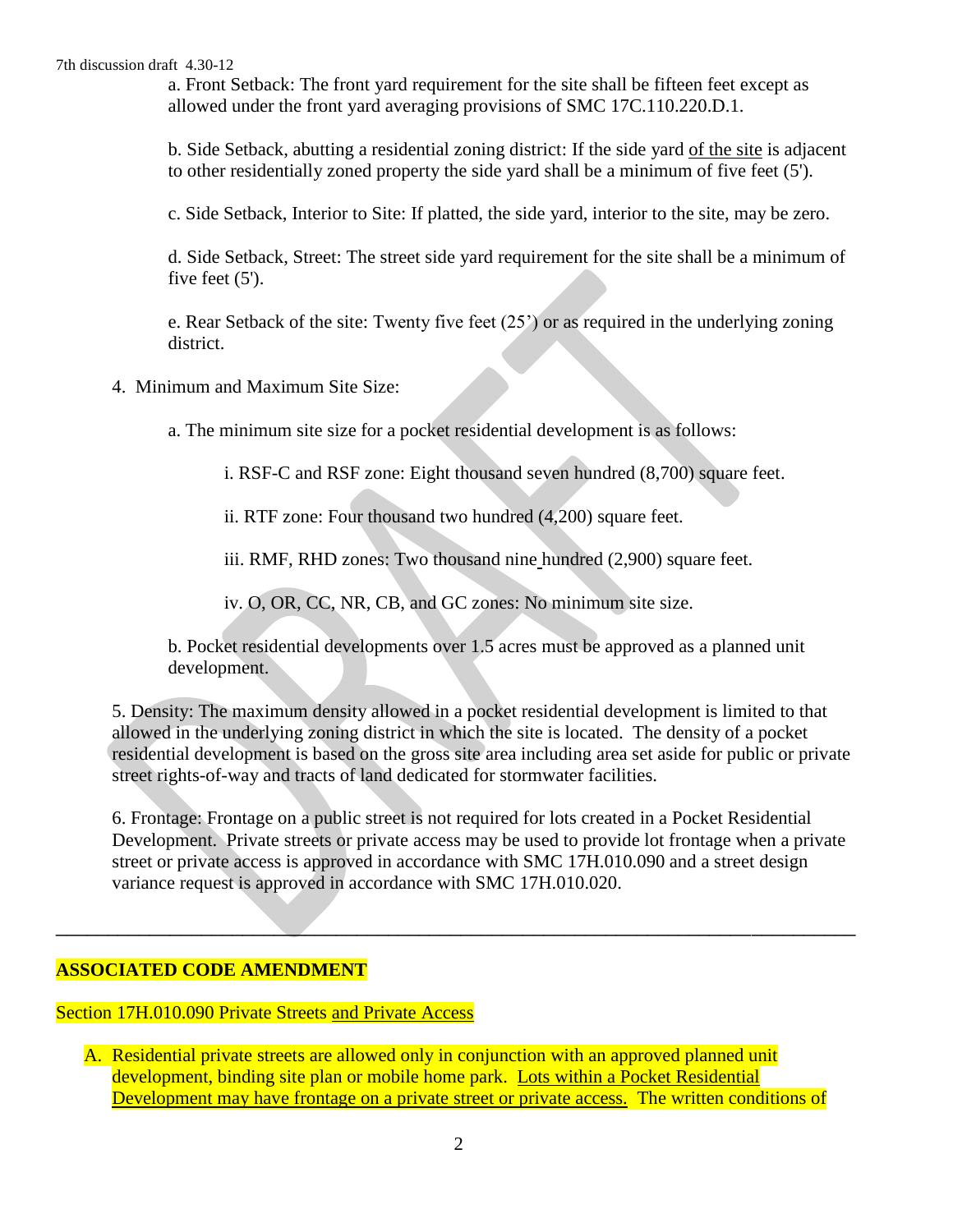a. Front Setback: The front yard requirement for the site shall be fifteen feet except as allowed under the front yard averaging provisions of SMC 17C.110.220.D.1.

b. Side Setback, abutting a residential zoning district: If the side yard <u>of the site</u> is adjacent to other residentially zoned property the side yard shall be a minimum of five feet (5').

c. Side Setback, Interior to Site: If platted, the side yard, interior to the site, may be zero.

d. Side Setback, Street: The street side yard requirement for the site shall be a minimum of five feet (5').

e. Rear Setback of the site: Twenty five feet (25') or as required in the underlying zoning district.

4. Minimum and Maximum Site Size:

a. The minimum site size for a pocket residential development is as follows:

i. RSF-C and RSF zone: Eight thousand seven hundred (8,700) square feet.

ii. RTF zone: Four thousand two hundred (4,200) square feet.

iii. RMF, RHD zones: Two thousand nine hundred (2,900) square feet.

iv. O, OR, CC, NR, CB, and GC zones: No minimum site size.

b. Pocket residential developments over 1.5 acres must be approved as a planned unit development.

5. Density: The maximum density allowed in a pocket residential development is limited to that allowed in the underlying zoning district in which the site is located. The density of a pocket residential development is based on the gross site area including area set aside for public or private street rights-of-way and tracts of land dedicated for stormwater facilities.

6. Frontage: Frontage on a public street is not required for lots created in a Pocket Residential Development. Private streets or private access may be used to provide lot frontage when a private street or private access is approved in accordance with SMC 17H.010.090 and a street design variance request is approved in accordance with SMC 17H.010.020.

---

**ASSOCIATED CODE AMENDMENT**

Section 17H.010.090 Private Streets <u>and Private Access</u>

A. Residential private streets are allowed only in conjunction with an approved planned unit development, binding site plan or mobile home park. <u>Lots within a Pocket Residential Development may have frontage on a private street or private access.</u> The written conditions of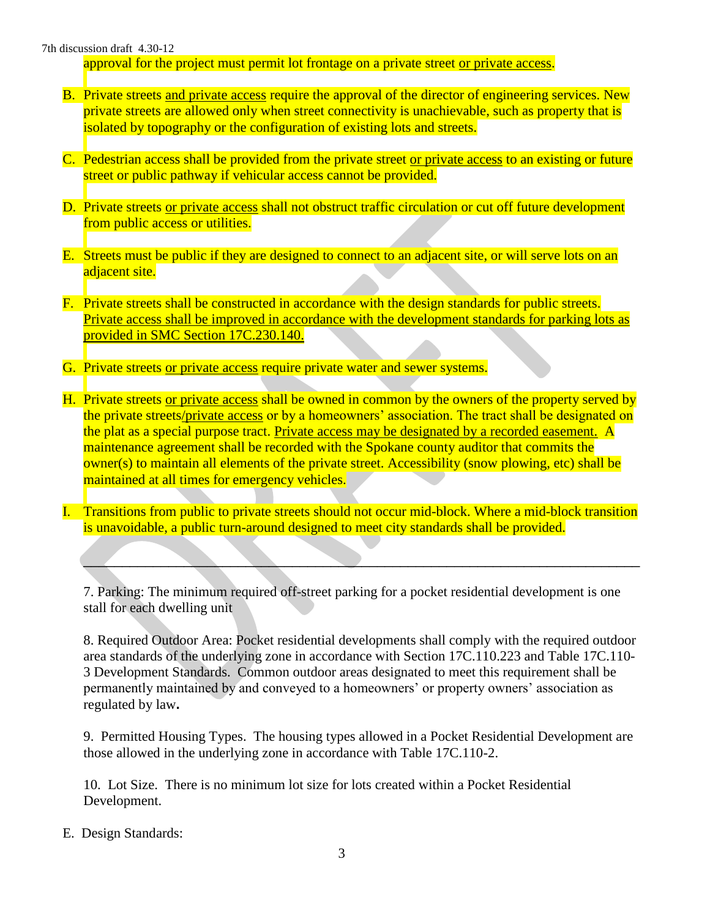approval for the project must permit lot frontage on a private street <u>or private access</u>.

B. Private streets <u>and private access</u> require the approval of the director of engineering services. New private streets are allowed only when street connectivity is unachievable, such as property that is isolated by topography or the configuration of existing lots and streets.

C. Pedestrian access shall be provided from the private street <u>or private access</u> to an existing or future street or public pathway if vehicular access cannot be provided.

D. Private streets <u>or private access</u> shall not obstruct traffic circulation or cut off future development from public access or utilities.

E. Streets must be public if they are designed to connect to an adjacent site, or will serve lots on an adjacent site.

F. Private streets shall be constructed in accordance with the design standards for public streets. <u>Private access shall be improved in accordance with the development standards for parking lots as provided in SMC Section 17C.230.140.</u>

G. Private streets <u>or private access</u> require private water and sewer systems.

H. Private streets <u>or private access</u> shall be owned in common by the owners of the property served by the private streets/<u>private access</u> or by a homeowners' association. The tract shall be designated on the plat as a special purpose tract. <u>Private access may be designated by a recorded easement.</u> A maintenance agreement shall be recorded with the Spokane county auditor that commits the owner(s) to maintain all elements of the private street. Accessibility (snow plowing, etc) shall be maintained at all times for emergency vehicles.

I. Transitions from public to private streets should not occur mid-block. Where a mid-block transition is unavoidable, a public turn-around designed to meet city standards shall be provided.

---

7. Parking: The minimum required off-street parking for a pocket residential development is one stall for each dwelling unit

8. Required Outdoor Area: Pocket residential developments shall comply with the required outdoor area standards of the underlying zone in accordance with Section 17C.110.223 and Table 17C.110-3 Development Standards. Common outdoor areas designated to meet this requirement shall be permanently maintained by and conveyed to a homeowners' or property owners' association as regulated by law.

9. Permitted Housing Types. The housing types allowed in a Pocket Residential Development are those allowed in the underlying zone in accordance with Table 17C.110-2.

10. Lot Size. There is no minimum lot size for lots created within a Pocket Residential Development.

E. Design Standards: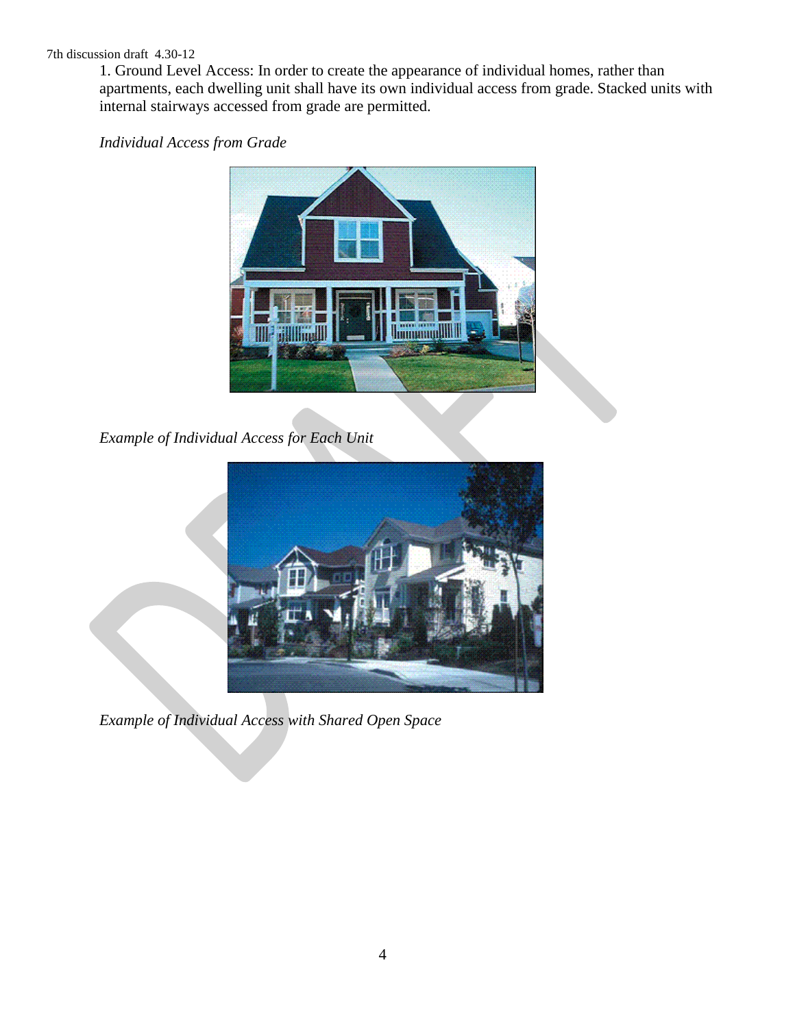1. Ground Level Access: In order to create the appearance of individual homes, rather than apartments, each dwelling unit shall have its own individual access from grade. Stacked units with internal stairways accessed from grade are permitted.

*Individual Access from Grade*

*Example of Individual Access for Each Unit*

*Example of Individual Access with Shared Open Space*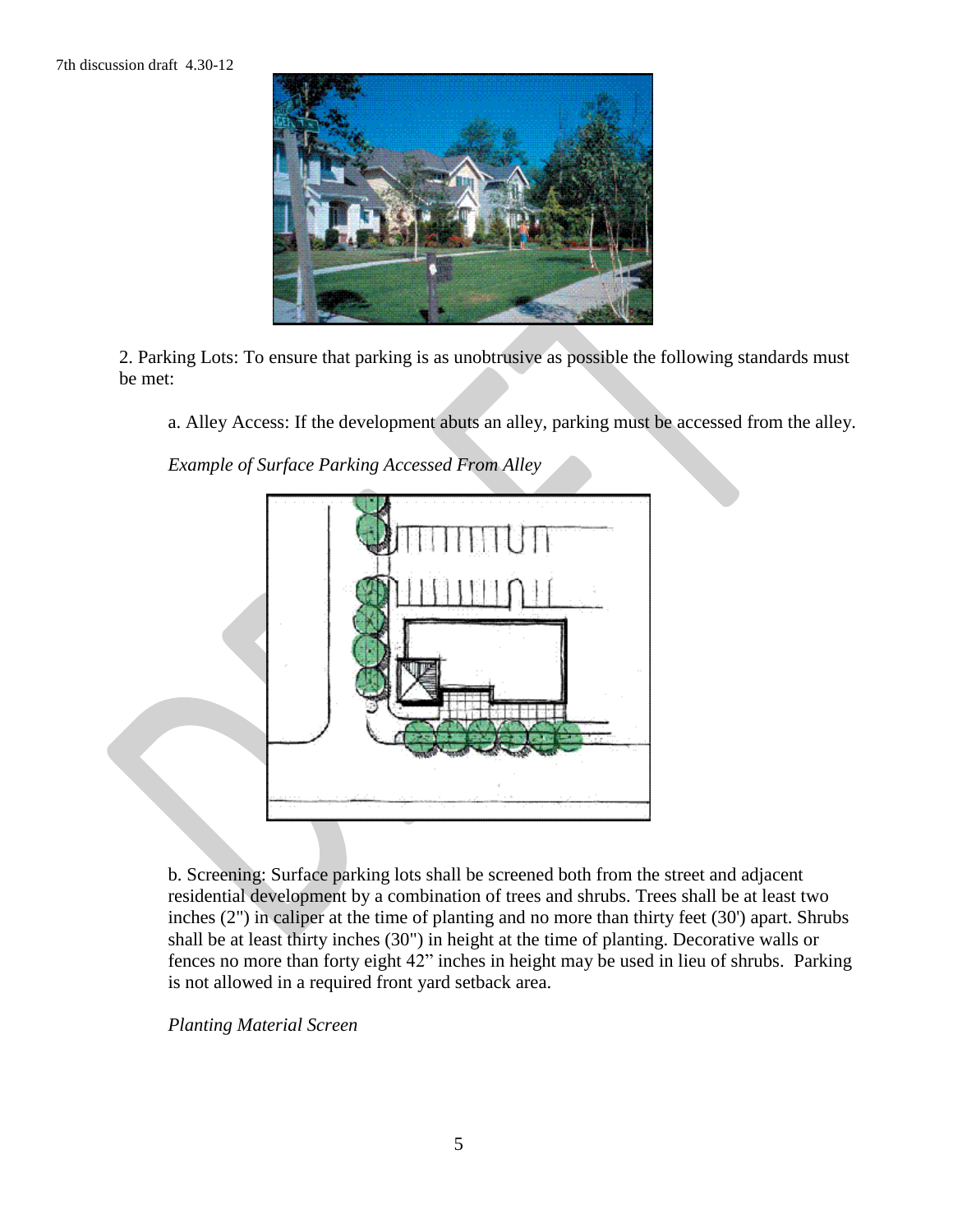2. Parking Lots: To ensure that parking is as unobtrusive as possible the following standards must be met:

a. Alley Access: If the development abuts an alley, parking must be accessed from the alley.

*Example of Surface Parking Accessed From Alley*

b. Screening: Surface parking lots shall be screened both from the street and adjacent residential development by a combination of trees and shrubs. Trees shall be at least two inches (2") in caliper at the time of planting and no more than thirty feet (30') apart. Shrubs shall be at least thirty inches (30") in height at the time of planting. Decorative walls or fences no more than forty eight 42" inches in height may be used in lieu of shrubs. Parking is not allowed in a required front yard setback area.

*Planting Material Screen*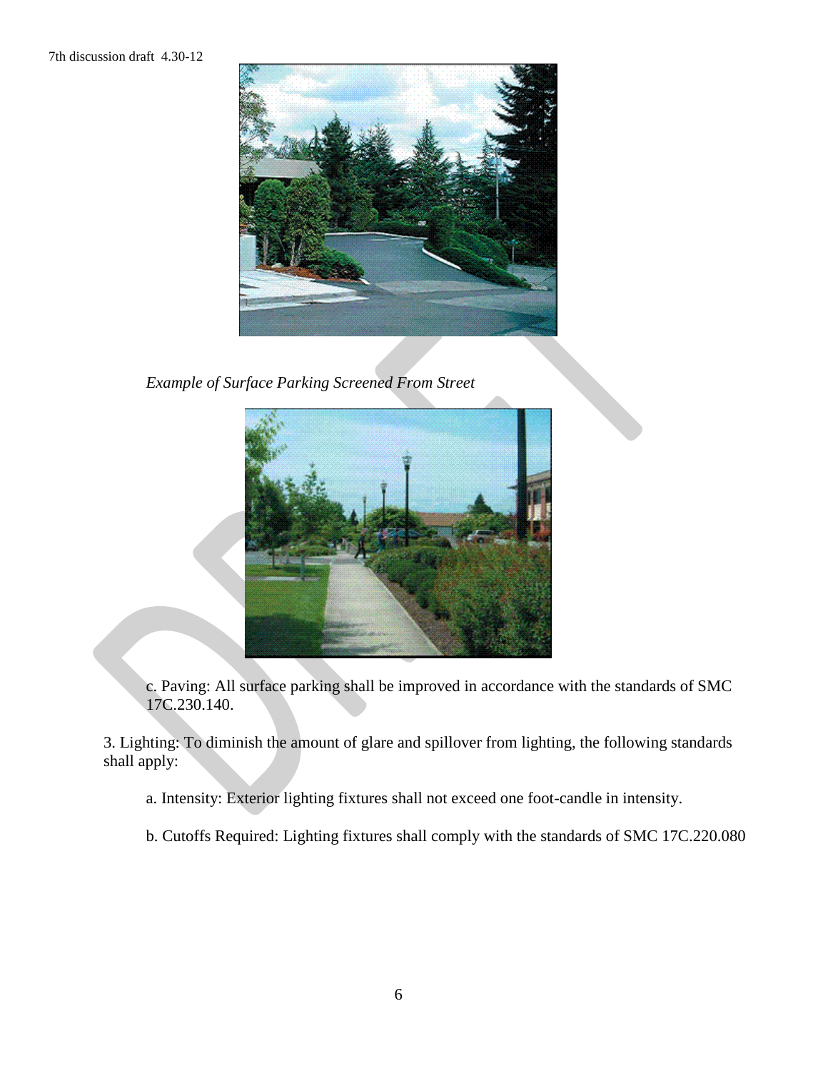*Example of Surface Parking Screened From Street*

c. Paving: All surface parking shall be improved in accordance with the standards of SMC 17C.230.140.

3. Lighting: To diminish the amount of glare and spillover from lighting, the following standards shall apply:

a. Intensity: Exterior lighting fixtures shall not exceed one foot-candle in intensity.

b. Cutoffs Required: Lighting fixtures shall comply with the standards of SMC 17C.220.080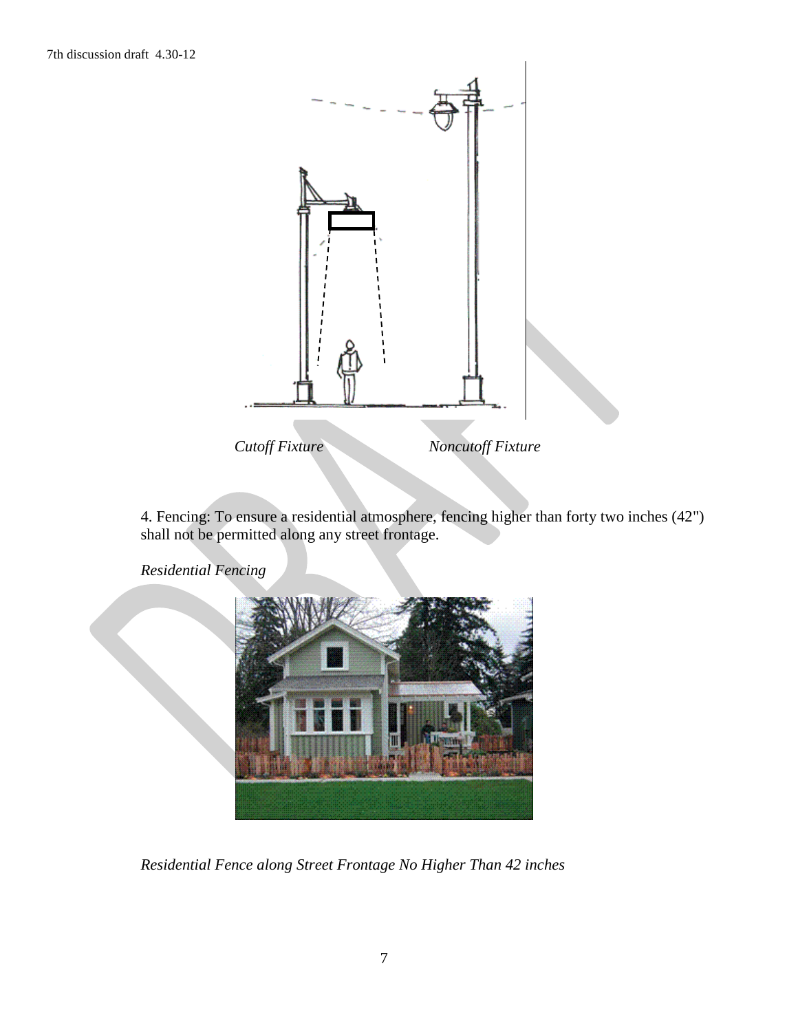Cutoff Fixture

Noncutoff Fixture

4. Fencing: To ensure a residential atmosphere, fencing higher than forty two inches (42") shall not be permitted along any street frontage.

*Residential Fencing*

*Residential Fence along Street Frontage No Higher Than 42 inches*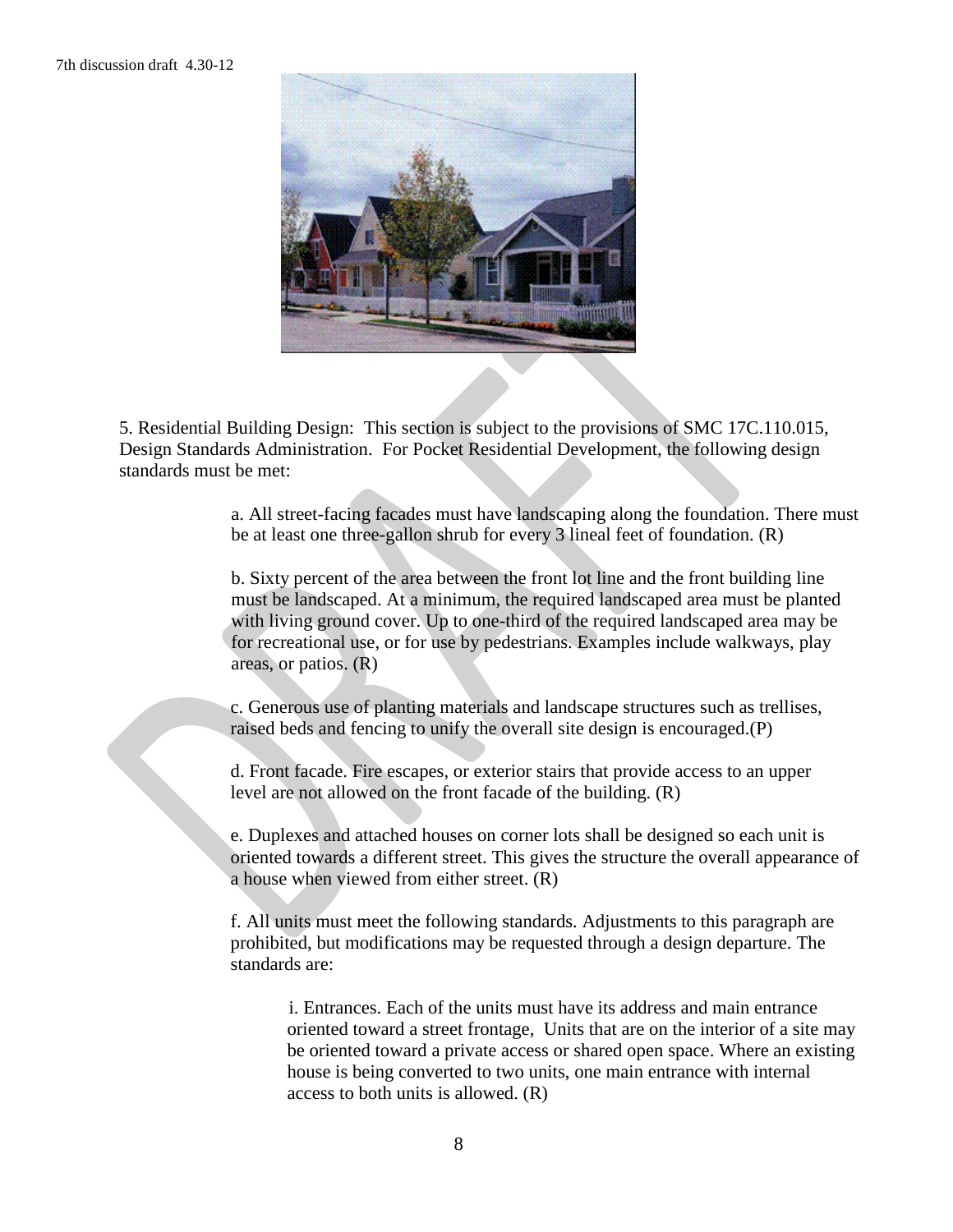5. Residential Building Design: This section is subject to the provisions of SMC 17C.110.015, Design Standards Administration. For Pocket Residential Development, the following design standards must be met:

a. All street-facing facades must have landscaping along the foundation. There must be at least one three-gallon shrub for every 3 lineal feet of foundation. (R)

b. Sixty percent of the area between the front lot line and the front building line must be landscaped. At a minimum, the required landscaped area must be planted with living ground cover. Up to one-third of the required landscaped area may be for recreational use, or for use by pedestrians. Examples include walkways, play areas, or patios. (R)

c. Generous use of planting materials and landscape structures such as trellises, raised beds and fencing to unify the overall site design is encouraged.(P)

d. Front facade. Fire escapes, or exterior stairs that provide access to an upper level are not allowed on the front facade of the building. (R)

e. Duplexes and attached houses on corner lots shall be designed so each unit is oriented towards a different street. This gives the structure the overall appearance of a house when viewed from either street. (R)

f. All units must meet the following standards. Adjustments to this paragraph are prohibited, but modifications may be requested through a design departure. The standards are:

i. Entrances. Each of the units must have its address and main entrance oriented toward a street frontage, Units that are on the interior of a site may be oriented toward a private access or shared open space. Where an existing house is being converted to two units, one main entrance with internal access to both units is allowed. (R)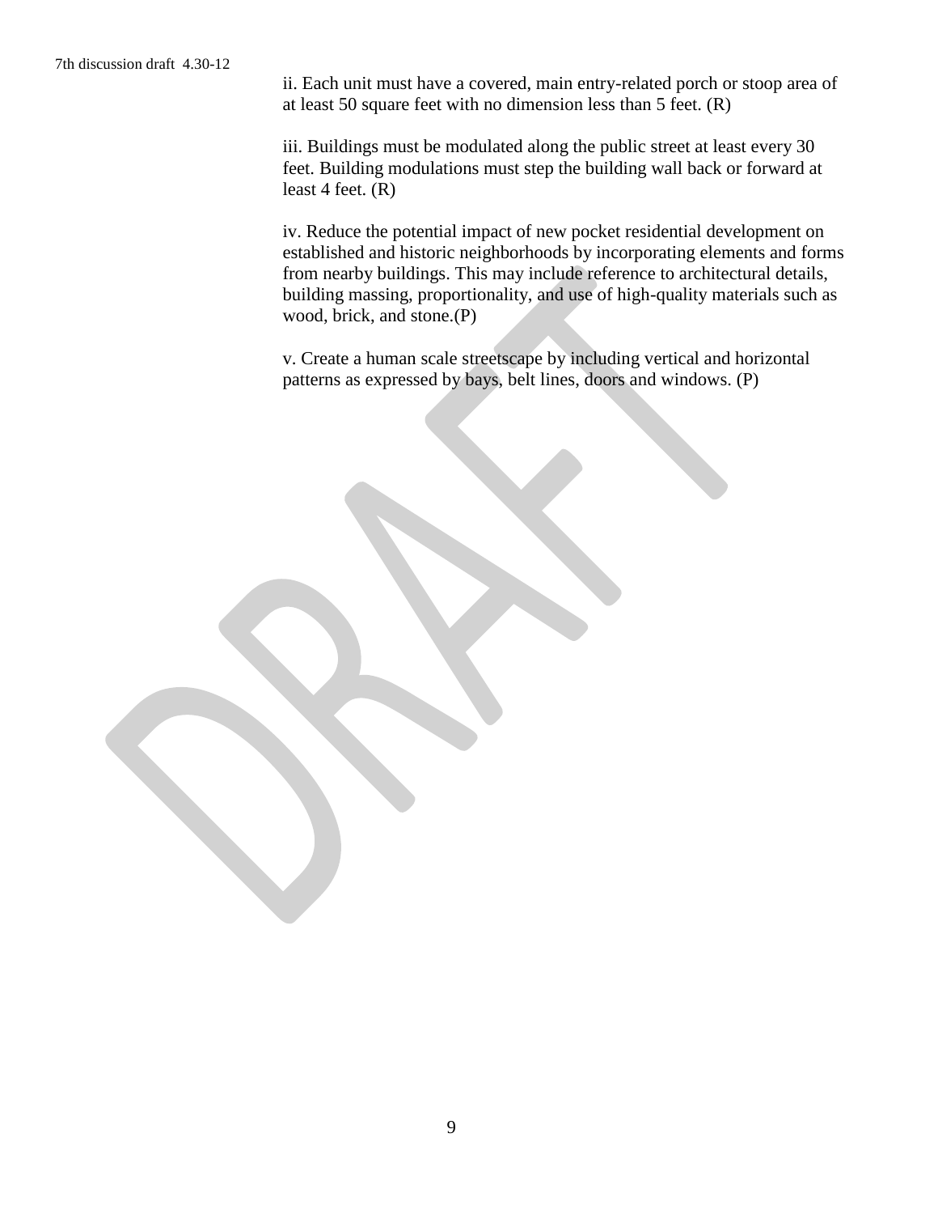ii. Each unit must have a covered, main entry-related porch or stoop area of at least 50 square feet with no dimension less than 5 feet. (R)

iii. Buildings must be modulated along the public street at least every 30 feet. Building modulations must step the building wall back or forward at least 4 feet. (R)

iv. Reduce the potential impact of new pocket residential development on established and historic neighborhoods by incorporating elements and forms from nearby buildings. This may include reference to architectural details, building massing, proportionality, and use of high-quality materials such as wood, brick, and stone.(P)

v. Create a human scale streetscape by including vertical and horizontal patterns as expressed by bays, belt lines, doors and windows. (P)